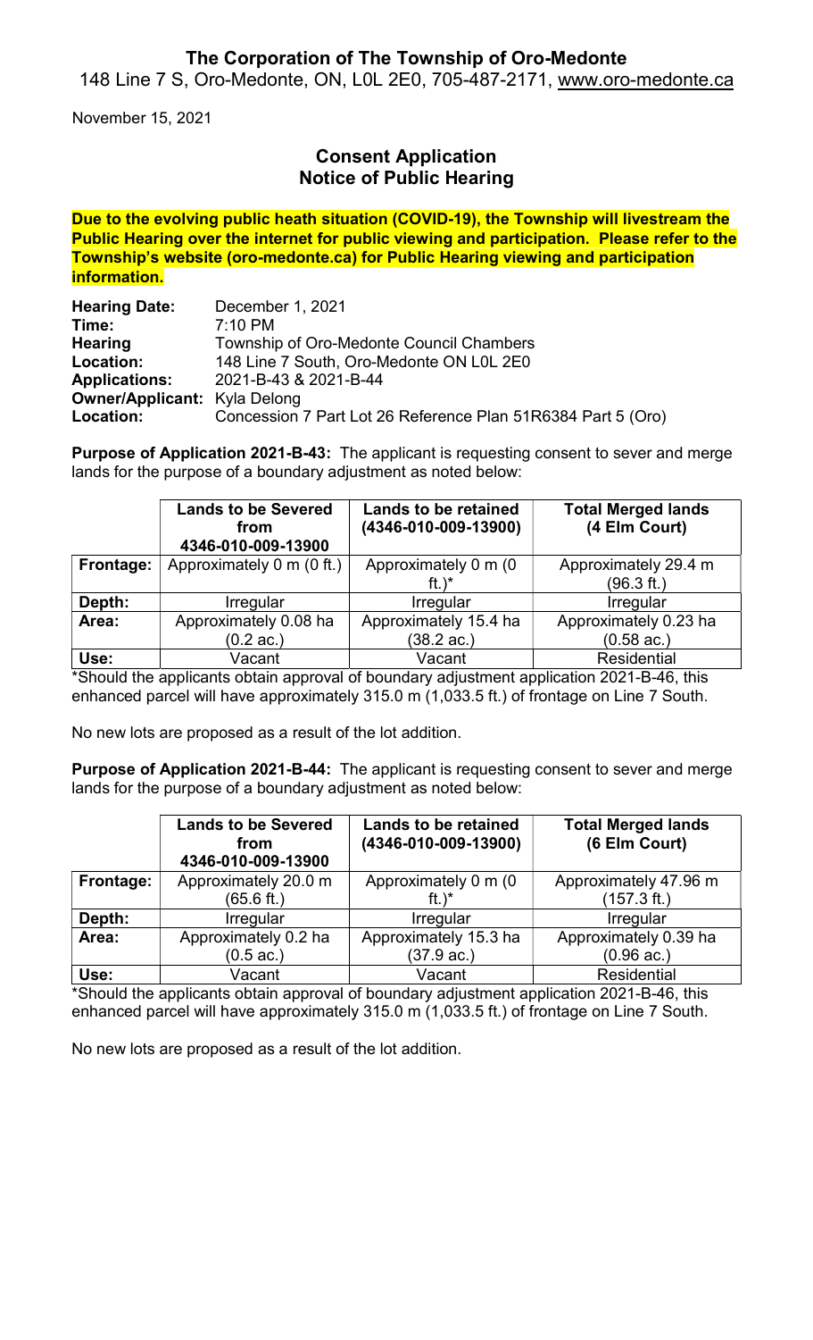# The Corporation of The Township of Oro-Medonte

148 Line 7 S, Oro-Medonte, ON, L0L 2E0, 705-487-2171, www.oro-medonte.ca

November 15, 2021

## Consent Application
## Notice of Public Hearing

**Due to the evolving public heath situation (COVID-19), the Township will livestream the Public Hearing over the internet for public viewing and participation. Please refer to the Township's website (oro-medonte.ca) for Public Hearing viewing and participation information.**

| | |
|---|---|
| **Hearing Date:** | December 1, 2021 |
| **Time:** | 7:10 PM |
| **Hearing Location:** | Township of Oro-Medonte Council Chambers<br>148 Line 7 South, Oro-Medonte ON L0L 2E0 |
| **Applications:** | 2021-B-43 & 2021-B-44 |
| **Owner/Applicant:** | Kyla Delong |
| **Location:** | Concession 7 Part Lot 26 Reference Plan 51R6384 Part 5 (Oro) |

**Purpose of Application 2021-B-43:** The applicant is requesting consent to sever and merge lands for the purpose of a boundary adjustment as noted below:

| | Lands to be Severed from 4346-010-009-13900 | Lands to be retained (4346-010-009-13900) | Total Merged lands (4 Elm Court) |
|---|---|---|---|
| **Frontage:** | Approximately 0 m (0 ft.) | Approximately 0 m (0 ft.)* | Approximately 29.4 m (96.3 ft.) |
| **Depth:** | Irregular | Irregular | Irregular |
| **Area:** | Approximately 0.08 ha (0.2 ac.) | Approximately 15.4 ha (38.2 ac.) | Approximately 0.23 ha (0.58 ac.) |
| **Use:** | Vacant | Vacant | Residential |

*Should the applicants obtain approval of boundary adjustment application 2021-B-46, this enhanced parcel will have approximately 315.0 m (1,033.5 ft.) of frontage on Line 7 South.

No new lots are proposed as a result of the lot addition.

**Purpose of Application 2021-B-44:** The applicant is requesting consent to sever and merge lands for the purpose of a boundary adjustment as noted below:

| | Lands to be Severed from 4346-010-009-13900 | Lands to be retained (4346-010-009-13900) | Total Merged lands (6 Elm Court) |
|---|---|---|---|
| **Frontage:** | Approximately 20.0 m (65.6 ft.) | Approximately 0 m (0 ft.)* | Approximately 47.96 m (157.3 ft.) |
| **Depth:** | Irregular | Irregular | Irregular |
| **Area:** | Approximately 0.2 ha (0.5 ac.) | Approximately 15.3 ha (37.9 ac.) | Approximately 0.39 ha (0.96 ac.) |
| **Use:** | Vacant | Vacant | Residential |

*Should the applicants obtain approval of boundary adjustment application 2021-B-46, this enhanced parcel will have approximately 315.0 m (1,033.5 ft.) of frontage on Line 7 South.

No new lots are proposed as a result of the lot addition.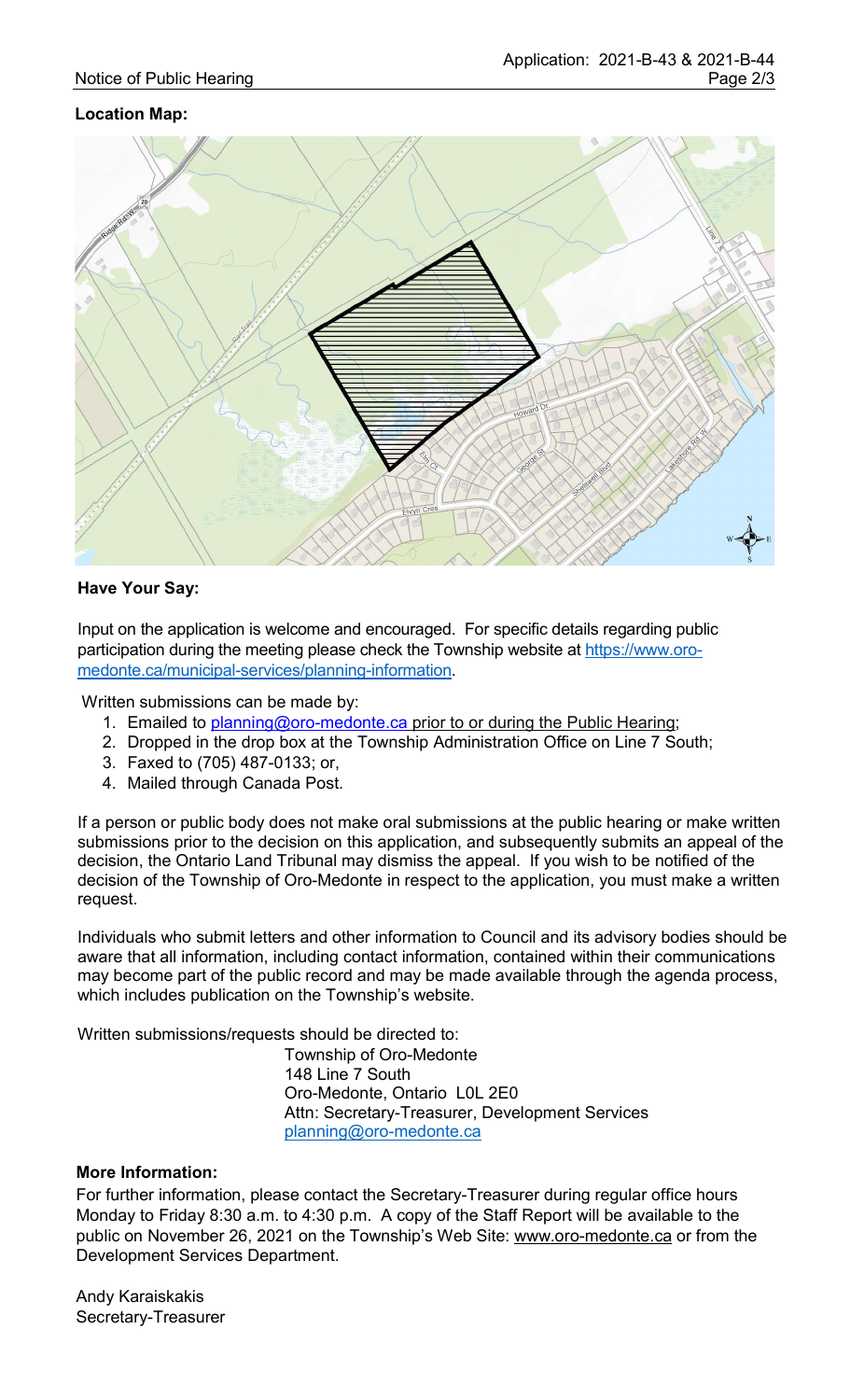**Location Map:**

**Have Your Say:**

Input on the application is welcome and encouraged. For specific details regarding public participation during the meeting please check the Township website at [https://www.oro-medonte.ca/municipal-services/planning-information](https://www.oro-medonte.ca/municipal-services/planning-information).

Written submissions can be made by:

1. Emailed to planning@oro-medonte.ca prior to or during the Public Hearing;
2. Dropped in the drop box at the Township Administration Office on Line 7 South;
3. Faxed to (705) 487-0133; or,
4. Mailed through Canada Post.

If a person or public body does not make oral submissions at the public hearing or make written submissions prior to the decision on this application, and subsequently submits an appeal of the decision, the Ontario Land Tribunal may dismiss the appeal. If you wish to be notified of the decision of the Township of Oro-Medonte in respect to the application, you must make a written request.

Individuals who submit letters and other information to Council and its advisory bodies should be aware that all information, including contact information, contained within their communications may become part of the public record and may be made available through the agenda process, which includes publication on the Township's website.

Written submissions/requests should be directed to:

Township of Oro-Medonte
148 Line 7 South
Oro-Medonte, Ontario L0L 2E0
Attn: Secretary-Treasurer, Development Services
planning@oro-medonte.ca

**More Information:**

For further information, please contact the Secretary-Treasurer during regular office hours Monday to Friday 8:30 a.m. to 4:30 p.m. A copy of the Staff Report will be available to the public on November 26, 2021 on the Township's Web Site: www.oro-medonte.ca or from the Development Services Department.

Andy Karaiskakis
Secretary-Treasurer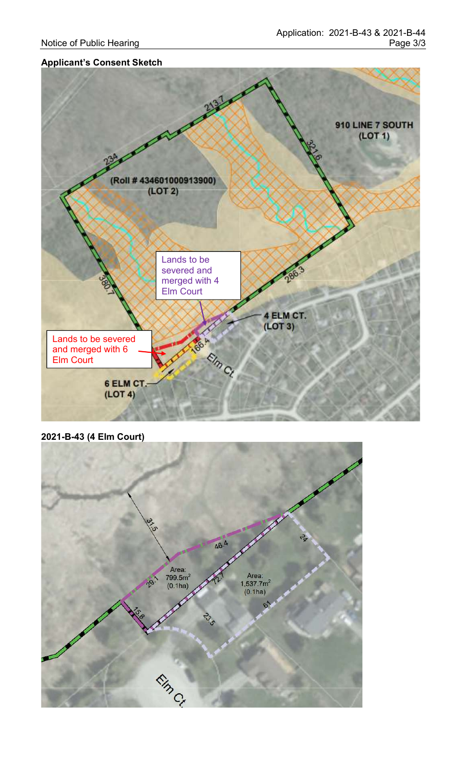**Applicant's Consent Sketch**

213.7

910 LINE 7 SOUTH
(LOT 1)

234

321.6

(Roll # 434601000913900)
(LOT 2)

Lands to be severed and merged with 4 Elm Court

380.7

286.3

4 ELM CT.
(LOT 3)

166.4

Lands to be severed and merged with 6 Elm Court

Elm Ct

6 ELM CT.
(LOT 4)

**2021-B-43 (4 Elm Court)**

31.5

46.4

24

Area:
799.5m$^2$
(0.1ha)

29.1

72.7

Area:
1,537.7m$^2$
(0.1ha)

61

15.8

23.5

Elm Ct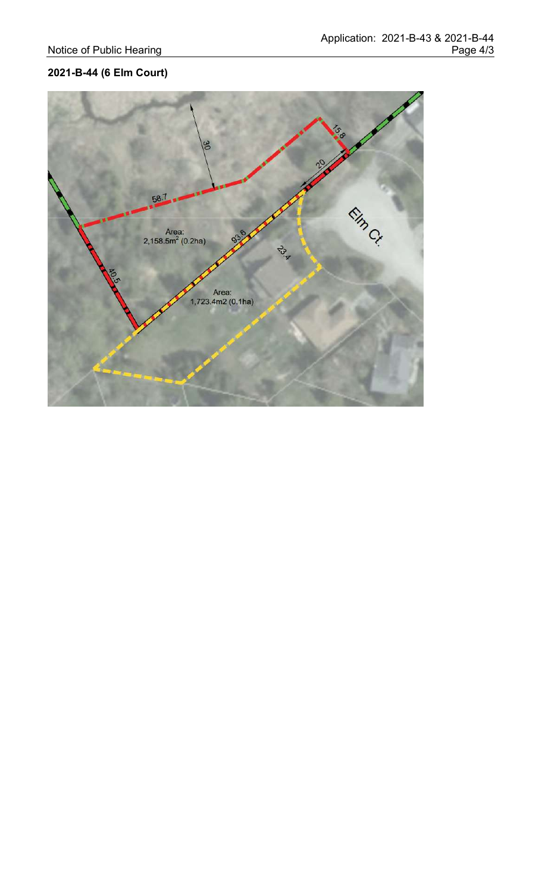## 2021-B-44 (6 Elm Court)

Elm Ct.

Area:
2,158.5m$^2$ (0.2ha)

Area:
1,723.4m2 (0.1ha)

30

58.7

15.8

20

93.6

23.4

40.5